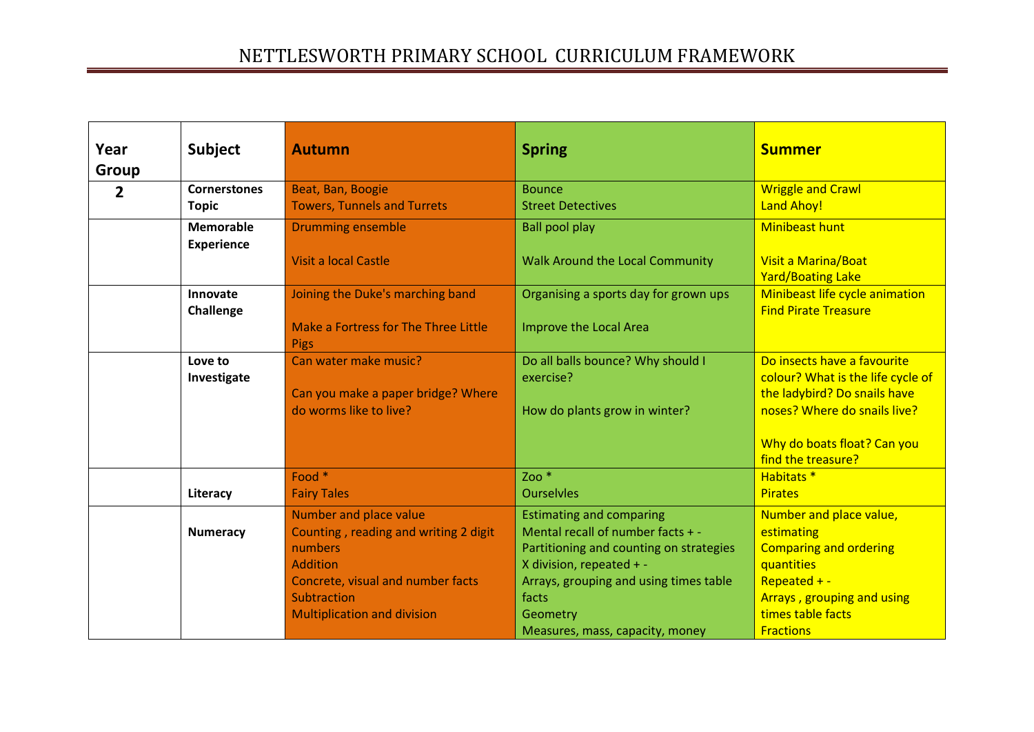# NETTLESWORTH PRIMARY SCHOOL CURRICULUM FRAMEWORK

| Year Group | Subject | Autumn | Spring | Summer |
|---|---|---|---|---|
| 2 | Cornerstones Topic | Beat, Ban, Boogie<br>Towers, Tunnels and Turrets | Bounce<br>Street Detectives | Wriggle and Crawl<br>Land Ahoy! |
| | Memorable Experience | Drumming ensemble<br><br>Visit a local Castle | Ball pool play<br><br>Walk Around the Local Community | Minibeast hunt<br><br>Visit a Marina/Boat Yard/Boating Lake |
| | Innovate Challenge | Joining the Duke's marching band<br><br>Make a Fortress for The Three Little Pigs | Organising a sports day for grown ups<br><br>Improve the Local Area | Minibeast life cycle animation<br>Find Pirate Treasure |
| | Love to Investigate | Can water make music?<br><br>Can you make a paper bridge? Where do worms like to live? | Do all balls bounce? Why should I exercise?<br><br>How do plants grow in winter? | Do insects have a favourite colour? What is the life cycle of the ladybird? Do snails have noses? Where do snails live?<br><br>Why do boats float? Can you find the treasure? |
| | Literacy | Food *<br>Fairy Tales | Zoo *<br>Ourselvles | Habitats *<br>Pirates |
| | Numeracy | Number and place value<br>Counting , reading and writing 2 digit numbers<br>Addition<br>Concrete, visual and number facts<br>Subtraction<br>Multiplication and division | Estimating and comparing<br>Mental recall of number facts + -<br>Partitioning and counting on strategies<br>X division, repeated + -<br>Arrays, grouping and using times table facts<br>Geometry<br>Measures, mass, capacity, money | Number and place value, estimating<br>Comparing and ordering quantities<br>Repeated + -<br>Arrays , grouping and using times table facts<br>Fractions |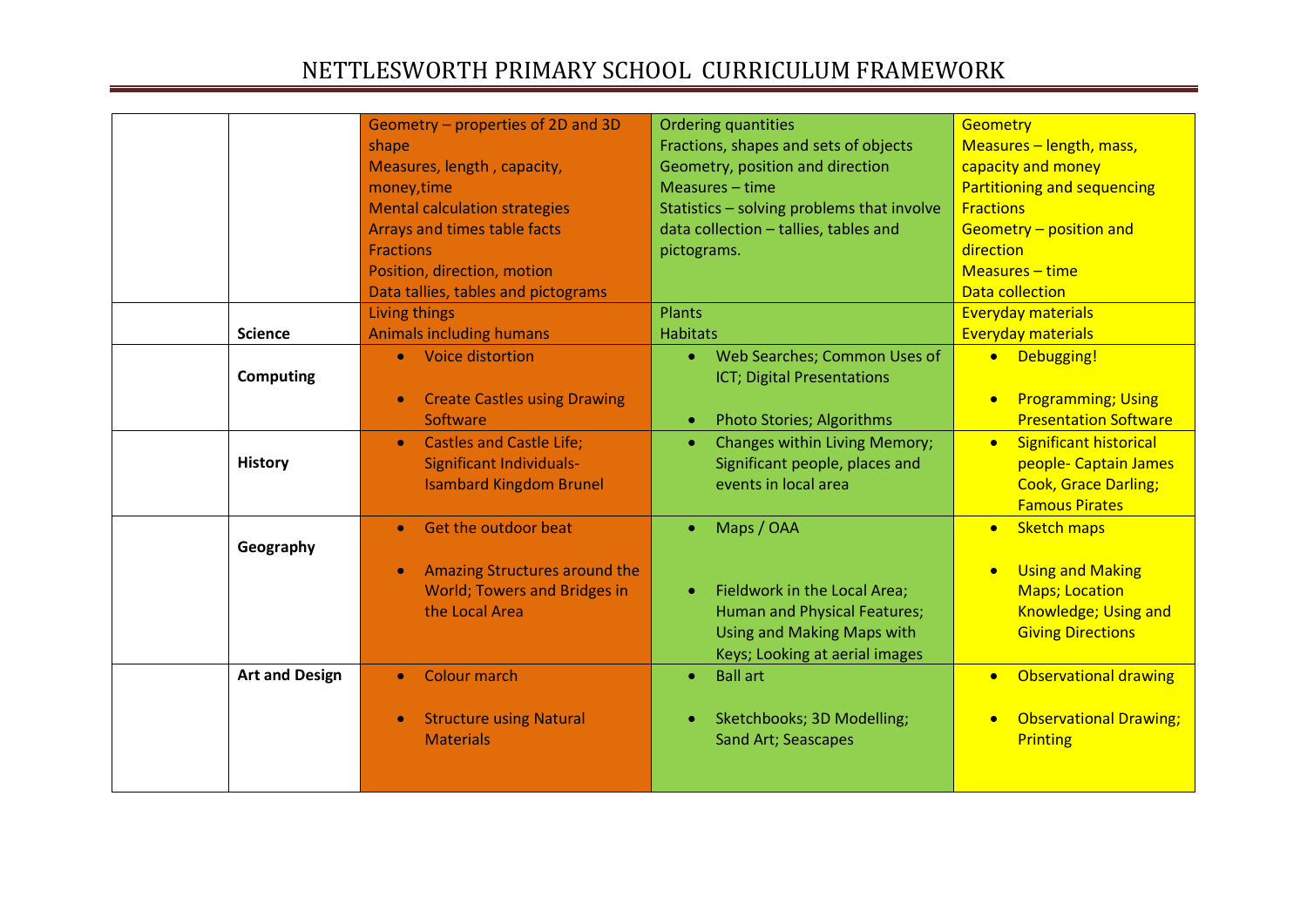# NETTLESWORTH PRIMARY SCHOOL CURRICULUM FRAMEWORK

| | | | | |
|---|---|---|---|---|
| | | Geometry – properties of 2D and 3D shape<br>Measures, length , capacity, money,time<br>Mental calculation strategies<br>Arrays and times table facts<br>Fractions<br>Position, direction, motion<br>Data tallies, tables and pictograms | Ordering quantities<br>Fractions, shapes and sets of objects<br>Geometry, position and direction<br>Measures – time<br>Statistics – solving problems that involve data collection – tallies, tables and pictograms. | Geometry<br>Measures – length, mass, capacity and money<br>Partitioning and sequencing<br>Fractions<br>Geometry – position and direction<br>Measures – time<br>Data collection |
| | **Science** | Living things<br>Animals including humans | Plants<br>Habitats | Everyday materials<br>Everyday materials |
| | **Computing** | • Voice distortion<br>• Create Castles using Drawing Software | • Web Searches; Common Uses of ICT; Digital Presentations<br>• Photo Stories; Algorithms | • Debugging!<br>• Programming; Using Presentation Software |
| | **History** | • Castles and Castle Life; Significant Individuals- Isambard Kingdom Brunel | • Changes within Living Memory; Significant people, places and events in local area | • Significant historical people- Captain James Cook, Grace Darling; Famous Pirates |
| | **Geography** | • Get the outdoor beat<br>• Amazing Structures around the World; Towers and Bridges in the Local Area | • Maps / OAA<br>• Fieldwork in the Local Area; Human and Physical Features; Using and Making Maps with Keys; Looking at aerial images | • Sketch maps<br>• Using and Making Maps; Location Knowledge; Using and Giving Directions |
| | **Art and Design** | • Colour march<br>• Structure using Natural Materials | • Ball art<br>• Sketchbooks; 3D Modelling; Sand Art; Seascapes | • Observational drawing<br>• Observational Drawing; Printing |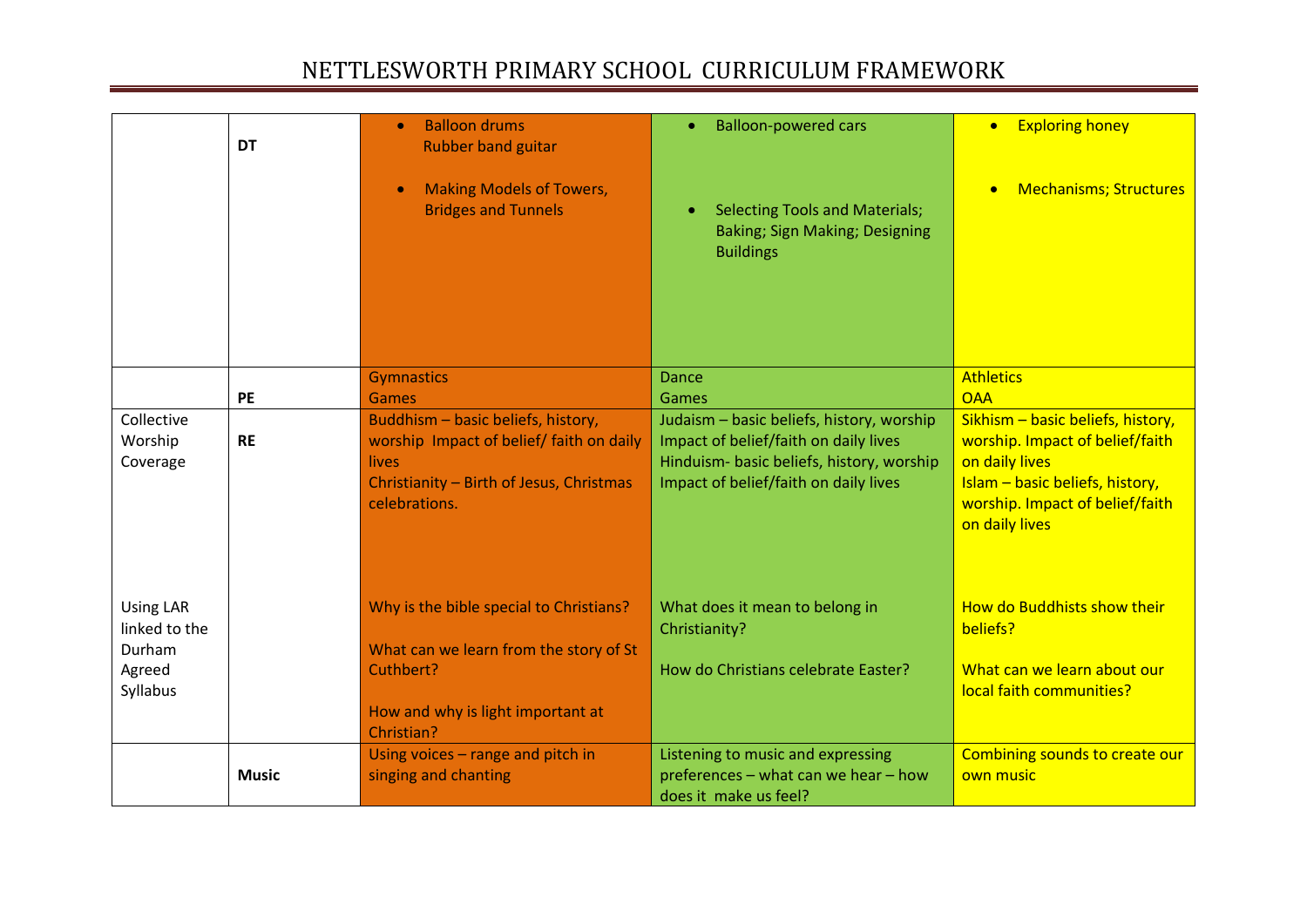# NETTLESWORTH PRIMARY SCHOOL CURRICULUM FRAMEWORK

| | | | | |
|---|---|---|---|---|
| | **DT** | • Balloon drums<br>Rubber band guitar<br><br>• Making Models of Towers, Bridges and Tunnels | • Balloon-powered cars<br><br>• Selecting Tools and Materials; Baking; Sign Making; Designing Buildings | • Exploring honey<br><br>• Mechanisms; Structures |
| | **PE** | Gymnastics<br>Games | Dance<br>Games | Athletics<br>OAA |
| Collective Worship Coverage | **RE** | Buddhism – basic beliefs, history, worship Impact of belief/ faith on daily lives<br>Christianity – Birth of Jesus, Christmas celebrations. | Judaism – basic beliefs, history, worship Impact of belief/faith on daily lives<br>Hinduism- basic beliefs, history, worship Impact of belief/faith on daily lives | Sikhism – basic beliefs, history, worship. Impact of belief/faith on daily lives<br>Islam – basic beliefs, history, worship. Impact of belief/faith on daily lives |
| Using LAR linked to the Durham Agreed Syllabus | | Why is the bible special to Christians?<br><br>What can we learn from the story of St Cuthbert?<br><br>How and why is light important at Christian? | What does it mean to belong in Christianity?<br><br>How do Christians celebrate Easter? | How do Buddhists show their beliefs?<br><br>What can we learn about our local faith communities? |
| | **Music** | Using voices – range and pitch in singing and chanting | Listening to music and expressing preferences – what can we hear – how does it make us feel? | Combining sounds to create our own music |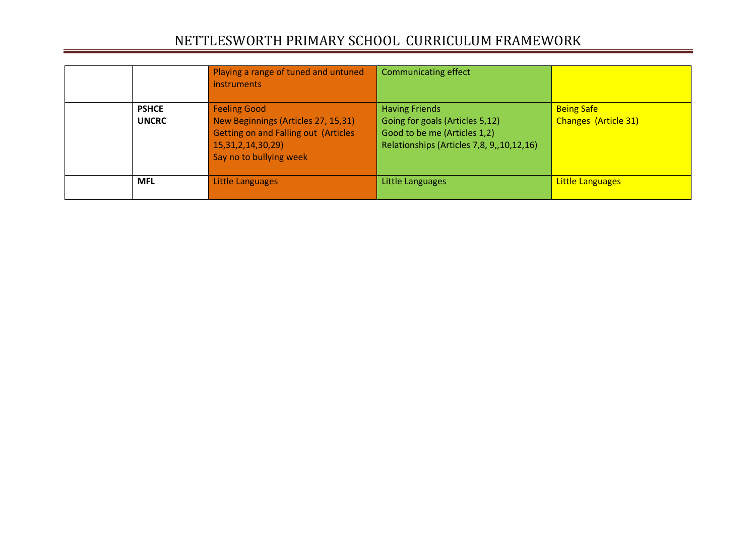| | | | | |
|---|---|---|---|---|
| | | Playing a range of tuned and untuned instruments | Communicating effect | |
| | **PSHCE**<br>**UNCRC** | Feeling Good<br>New Beginnings (Articles 27, 15,31)<br>Getting on and Falling out (Articles 15,31,2,14,30,29)<br>Say no to bullying week | Having Friends<br>Going for goals (Articles 5,12)<br>Good to be me (Articles 1,2)<br>Relationships (Articles 7,8, 9,,10,12,16) | Being Safe<br>Changes (Article 31) |
| | **MFL** | Little Languages | Little Languages | Little Languages |